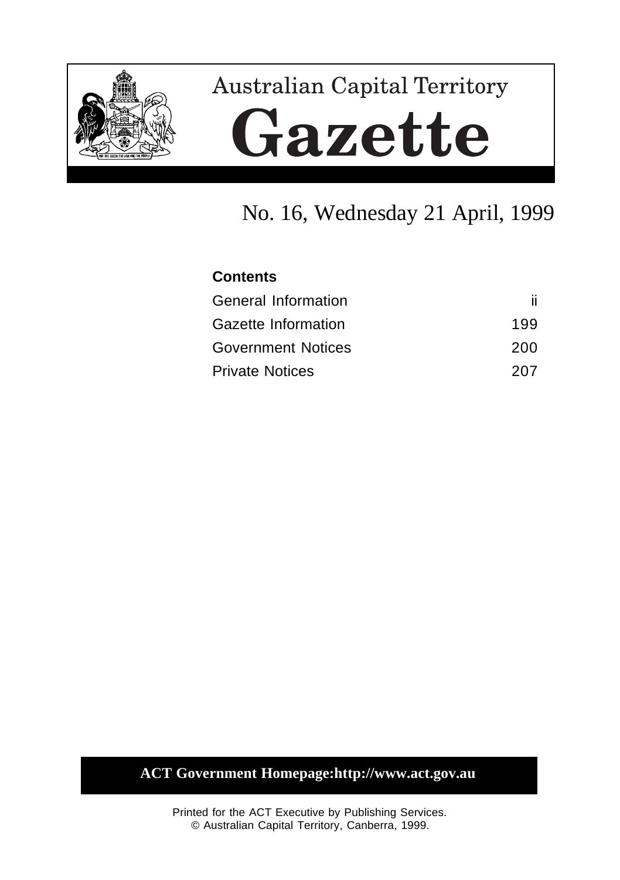# Australian Capital Territory

# Gazette

## No. 16, Wednesday 21 April, 1999

**Contents**

| | |
|---|---|
| General Information | ii |
| Gazette Information | 199 |
| Government Notices | 200 |
| Private Notices | 207 |

**ACT Government Homepage:http://www.act.gov.au**

Printed for the ACT Executive by Publishing Services.
© Australian Capital Territory, Canberra, 1999.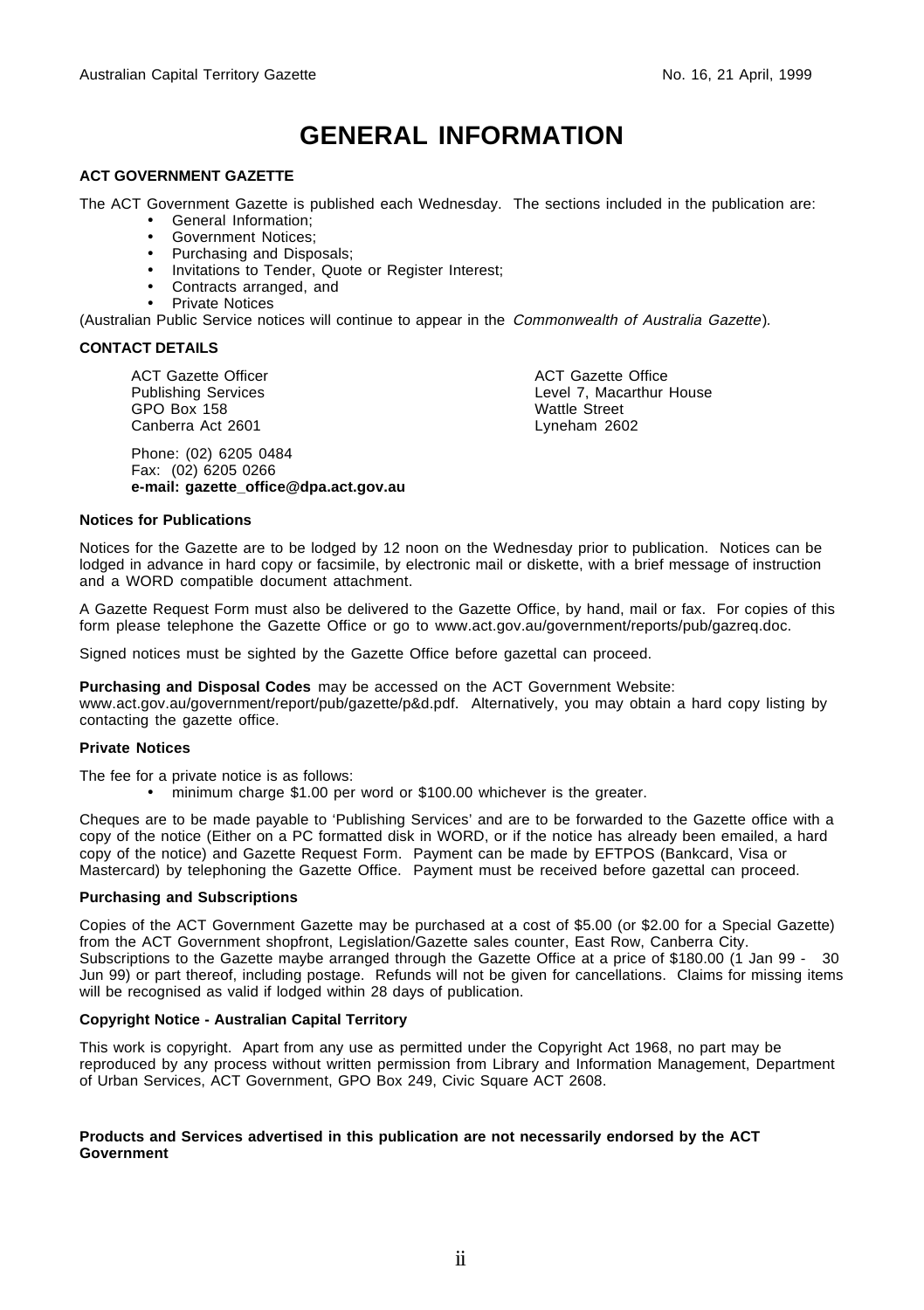# GENERAL INFORMATION

### ACT GOVERNMENT GAZETTE

The ACT Government Gazette is published each Wednesday. The sections included in the publication are:

- General Information;
- Government Notices;
- Purchasing and Disposals;
- Invitations to Tender, Quote or Register Interest;
- Contracts arranged, and
- Private Notices

(Australian Public Service notices will continue to appear in the *Commonwealth of Australia Gazette*).

### CONTACT DETAILS

ACT Gazette Officer
Publishing Services
GPO Box 158
Canberra Act 2601

ACT Gazette Office
Level 7, Macarthur House
Wattle Street
Lyneham 2602

Phone: (02) 6205 0484
Fax: (02) 6205 0266
**e-mail: gazette_office@dpa.act.gov.au**

#### Notices for Publications

Notices for the Gazette are to be lodged by 12 noon on the Wednesday prior to publication. Notices can be lodged in advance in hard copy or facsimile, by electronic mail or diskette, with a brief message of instruction and a WORD compatible document attachment.

A Gazette Request Form must also be delivered to the Gazette Office, by hand, mail or fax. For copies of this form please telephone the Gazette Office or go to www.act.gov.au/government/reports/pub/gazreq.doc.

Signed notices must be sighted by the Gazette Office before gazettal can proceed.

**Purchasing and Disposal Codes** may be accessed on the ACT Government Website: www.act.gov.au/government/report/pub/gazette/p&d.pdf. Alternatively, you may obtain a hard copy listing by contacting the gazette office.

#### Private Notices

The fee for a private notice is as follows:

- minimum charge $1.00 per word or $100.00 whichever is the greater.

Cheques are to be made payable to 'Publishing Services' and are to be forwarded to the Gazette office with a copy of the notice (Either on a PC formatted disk in WORD, or if the notice has already been emailed, a hard copy of the notice) and Gazette Request Form. Payment can be made by EFTPOS (Bankcard, Visa or Mastercard) by telephoning the Gazette Office. Payment must be received before gazettal can proceed.

#### Purchasing and Subscriptions

Copies of the ACT Government Gazette may be purchased at a cost of $5.00 (or $2.00 for a Special Gazette) from the ACT Government shopfront, Legislation/Gazette sales counter, East Row, Canberra City. Subscriptions to the Gazette maybe arranged through the Gazette Office at a price of $180.00 (1 Jan 99 - 30 Jun 99) or part thereof, including postage. Refunds will not be given for cancellations. Claims for missing items will be recognised as valid if lodged within 28 days of publication.

#### Copyright Notice - Australian Capital Territory

This work is copyright. Apart from any use as permitted under the Copyright Act 1968, no part may be reproduced by any process without written permission from Library and Information Management, Department of Urban Services, ACT Government, GPO Box 249, Civic Square ACT 2608.

**Products and Services advertised in this publication are not necessarily endorsed by the ACT Government**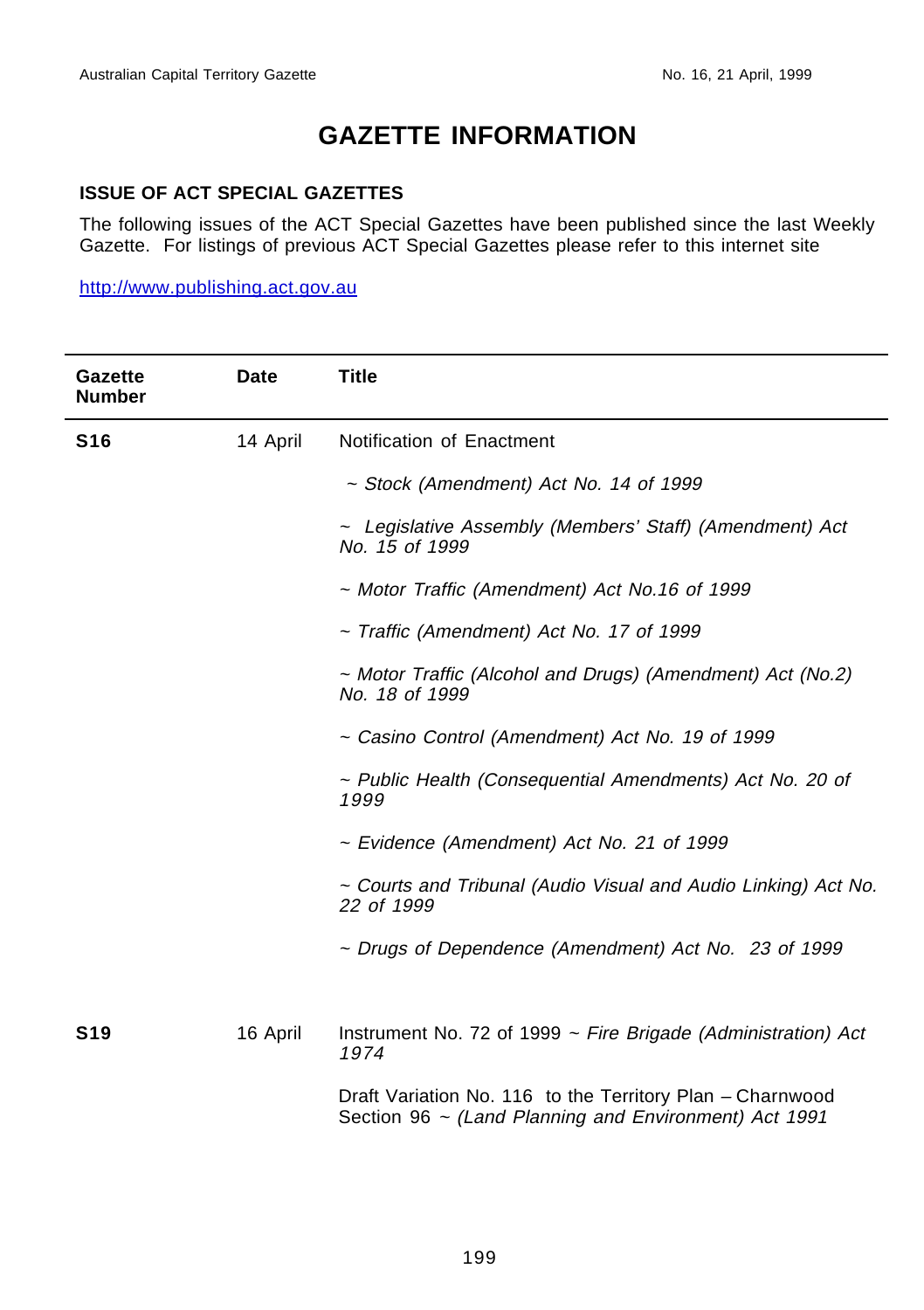# GAZETTE INFORMATION

### ISSUE OF ACT SPECIAL GAZETTES

The following issues of the ACT Special Gazettes have been published since the last Weekly Gazette. For listings of previous ACT Special Gazettes please refer to this internet site

http://www.publishing.act.gov.au

| Gazette Number | Date | Title |
|---|---|---|
| **S16** | 14 April | Notification of Enactment |
| | | ~ *Stock (Amendment) Act No. 14 of 1999* |
| | | ~ *Legislative Assembly (Members' Staff) (Amendment) Act No. 15 of 1999* |
| | | ~ *Motor Traffic (Amendment) Act No.16 of 1999* |
| | | ~ *Traffic (Amendment) Act No. 17 of 1999* |
| | | ~ *Motor Traffic (Alcohol and Drugs) (Amendment) Act (No.2) No. 18 of 1999* |
| | | ~ *Casino Control (Amendment) Act No. 19 of 1999* |
| | | ~ *Public Health (Consequential Amendments) Act No. 20 of 1999* |
| | | ~ *Evidence (Amendment) Act No. 21 of 1999* |
| | | ~ *Courts and Tribunal (Audio Visual and Audio Linking) Act No. 22 of 1999* |
| | | ~ *Drugs of Dependence (Amendment) Act No. 23 of 1999* |
| **S19** | 16 April | Instrument No. 72 of 1999 ~ *Fire Brigade (Administration) Act 1974* |
| | | Draft Variation No. 116 to the Territory Plan – Charnwood Section 96 ~ *(Land Planning and Environment) Act 1991* |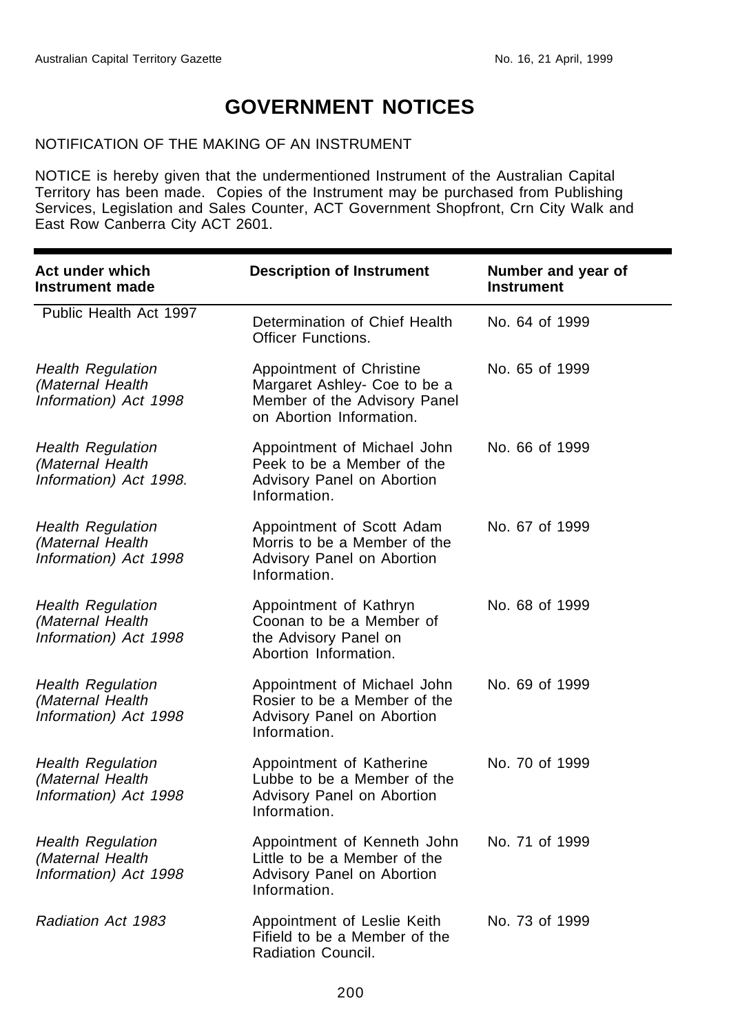# GOVERNMENT NOTICES

NOTIFICATION OF THE MAKING OF AN INSTRUMENT

NOTICE is hereby given that the undermentioned Instrument of the Australian Capital Territory has been made. Copies of the Instrument may be purchased from Publishing Services, Legislation and Sales Counter, ACT Government Shopfront, Crn City Walk and East Row Canberra City ACT 2601.

| Act under which Instrument made | Description of Instrument | Number and year of Instrument |
|---|---|---|
| Public Health Act 1997 | Determination of Chief Health Officer Functions. | No. 64 of 1999 |
| *Health Regulation (Maternal Health Information) Act 1998* | Appointment of Christine Margaret Ashley- Coe to be a Member of the Advisory Panel on Abortion Information. | No. 65 of 1999 |
| *Health Regulation (Maternal Health Information) Act 1998.* | Appointment of Michael John Peek to be a Member of the Advisory Panel on Abortion Information. | No. 66 of 1999 |
| *Health Regulation (Maternal Health Information) Act 1998* | Appointment of Scott Adam Morris to be a Member of the Advisory Panel on Abortion Information. | No. 67 of 1999 |
| *Health Regulation (Maternal Health Information) Act 1998* | Appointment of Kathryn Coonan to be a Member of the Advisory Panel on Abortion Information. | No. 68 of 1999 |
| *Health Regulation (Maternal Health Information) Act 1998* | Appointment of Michael John Rosier to be a Member of the Advisory Panel on Abortion Information. | No. 69 of 1999 |
| *Health Regulation (Maternal Health Information) Act 1998* | Appointment of Katherine Lubbe to be a Member of the Advisory Panel on Abortion Information. | No. 70 of 1999 |
| *Health Regulation (Maternal Health Information) Act 1998* | Appointment of Kenneth John Little to be a Member of the Advisory Panel on Abortion Information. | No. 71 of 1999 |
| *Radiation Act 1983* | Appointment of Leslie Keith Fifield to be a Member of the Radiation Council. | No. 73 of 1999 |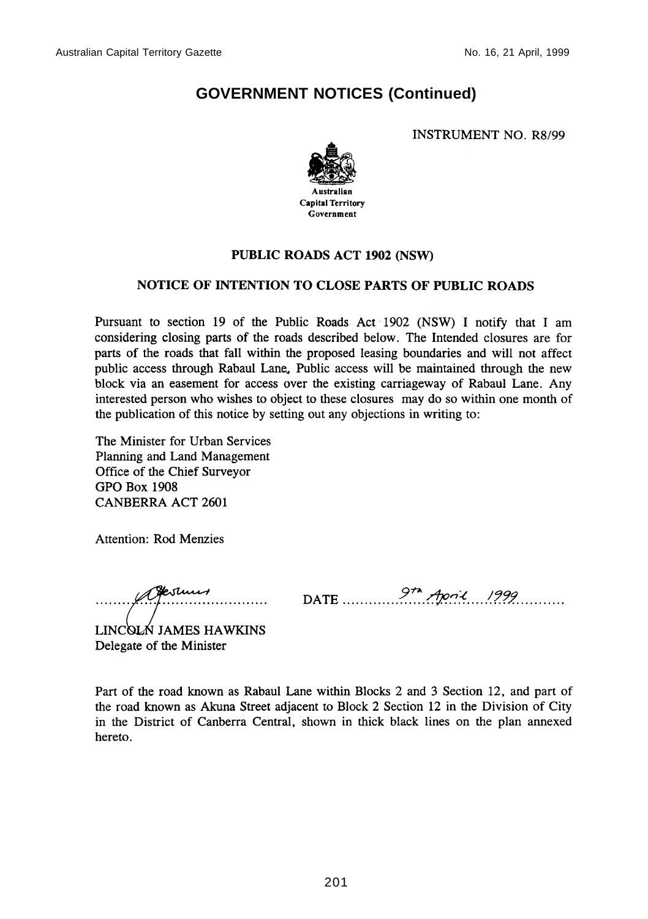## GOVERNMENT NOTICES (Continued)

INSTRUMENT NO. R8/99

Australian
Capital Territory
Government

### PUBLIC ROADS ACT 1902 (NSW)

### NOTICE OF INTENTION TO CLOSE PARTS OF PUBLIC ROADS

Pursuant to section 19 of the Public Roads Act 1902 (NSW) I notify that I am considering closing parts of the roads described below. The Intended closures are for parts of the roads that fall within the proposed leasing boundaries and will not affect public access through Rabaul Lane. Public access will be maintained through the new block via an easement for access over the existing carriageway of Rabaul Lane. Any interested person who wishes to object to these closures may do so within one month of the publication of this notice by setting out any objections in writing to:

The Minister for Urban Services
Planning and Land Management
Office of the Chief Surveyor
GPO Box 1908
CANBERRA ACT 2601

Attention: Rod Menzies

LINCOLN JAMES HAWKINS
Delegate of the Minister

DATE 9th April 1999

Part of the road known as Rabaul Lane within Blocks 2 and 3 Section 12, and part of the road known as Akuna Street adjacent to Block 2 Section 12 in the Division of City in the District of Canberra Central, shown in thick black lines on the plan annexed hereto.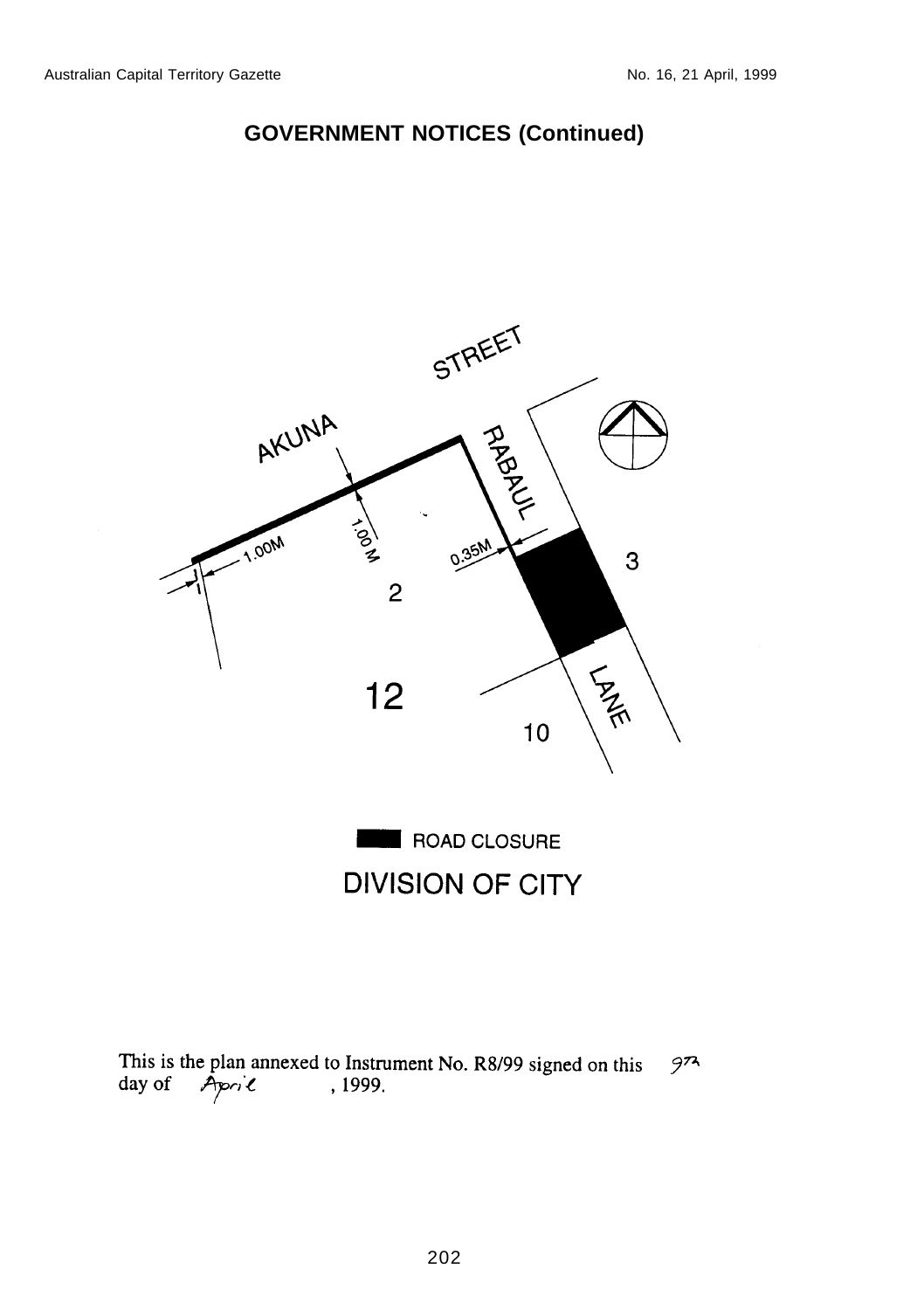## GOVERNMENT NOTICES (Continued)

STREET

AKUNA

RABAUL

1.00M

1.00 M

0.35M

2

3

12

10

LANE

ROAD CLOSURE

DIVISION OF CITY

This is the plan annexed to Instrument No. R8/99 signed on this 9th day of April, 1999.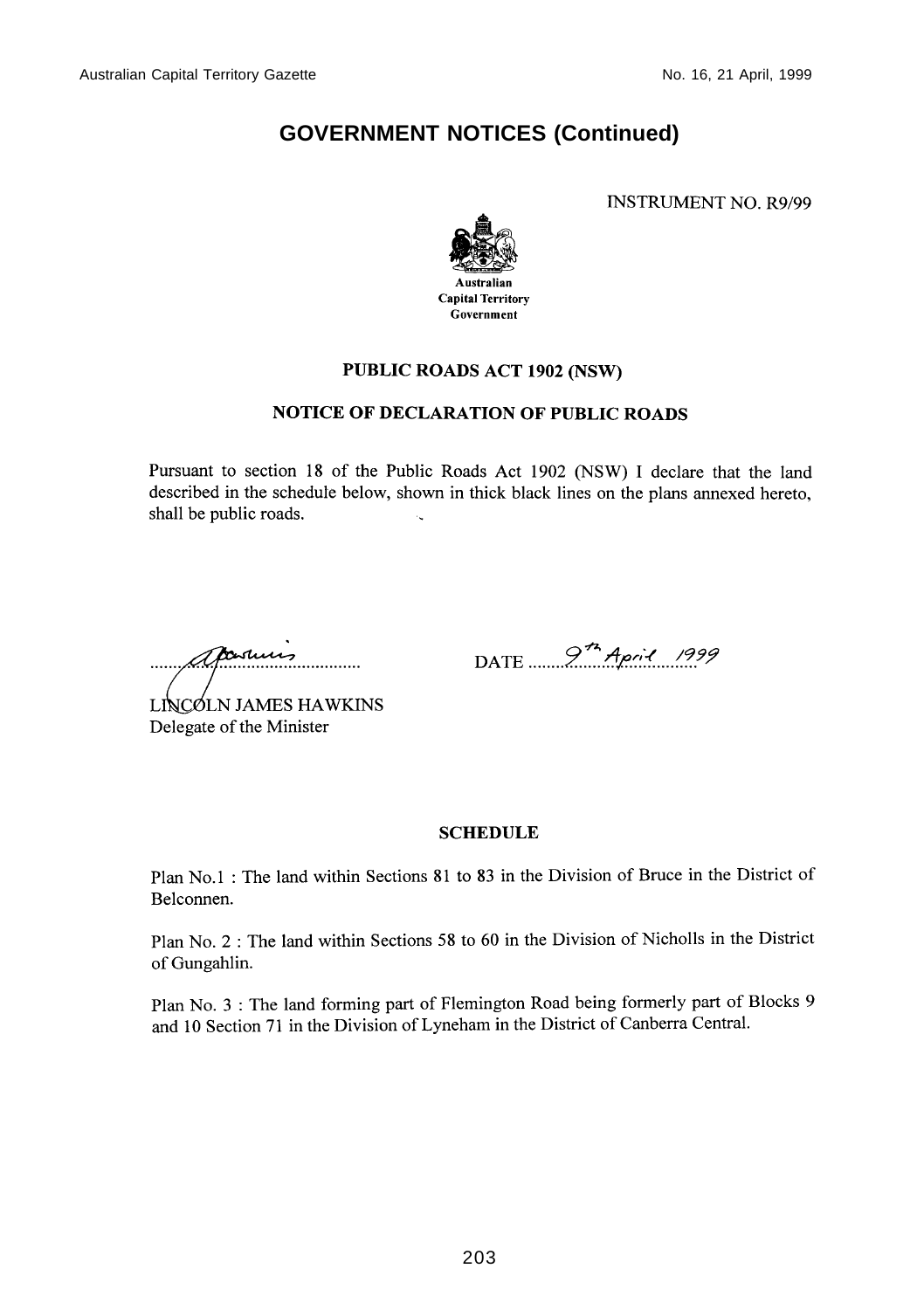# GOVERNMENT NOTICES (Continued)

INSTRUMENT NO. R9/99

Australian
Capital Territory
Government

## PUBLIC ROADS ACT 1902 (NSW)

## NOTICE OF DECLARATION OF PUBLIC ROADS

Pursuant to section 18 of the Public Roads Act 1902 (NSW) I declare that the land described in the schedule below, shown in thick black lines on the plans annexed hereto, shall be public roads.

LINCOLN JAMES HAWKINS
Delegate of the Minister

DATE 9th April 1999

## SCHEDULE

Plan No.1 : The land within Sections 81 to 83 in the Division of Bruce in the District of Belconnen.

Plan No. 2 : The land within Sections 58 to 60 in the Division of Nicholls in the District of Gungahlin.

Plan No. 3 : The land forming part of Flemington Road being formerly part of Blocks 9 and 10 Section 71 in the Division of Lyneham in the District of Canberra Central.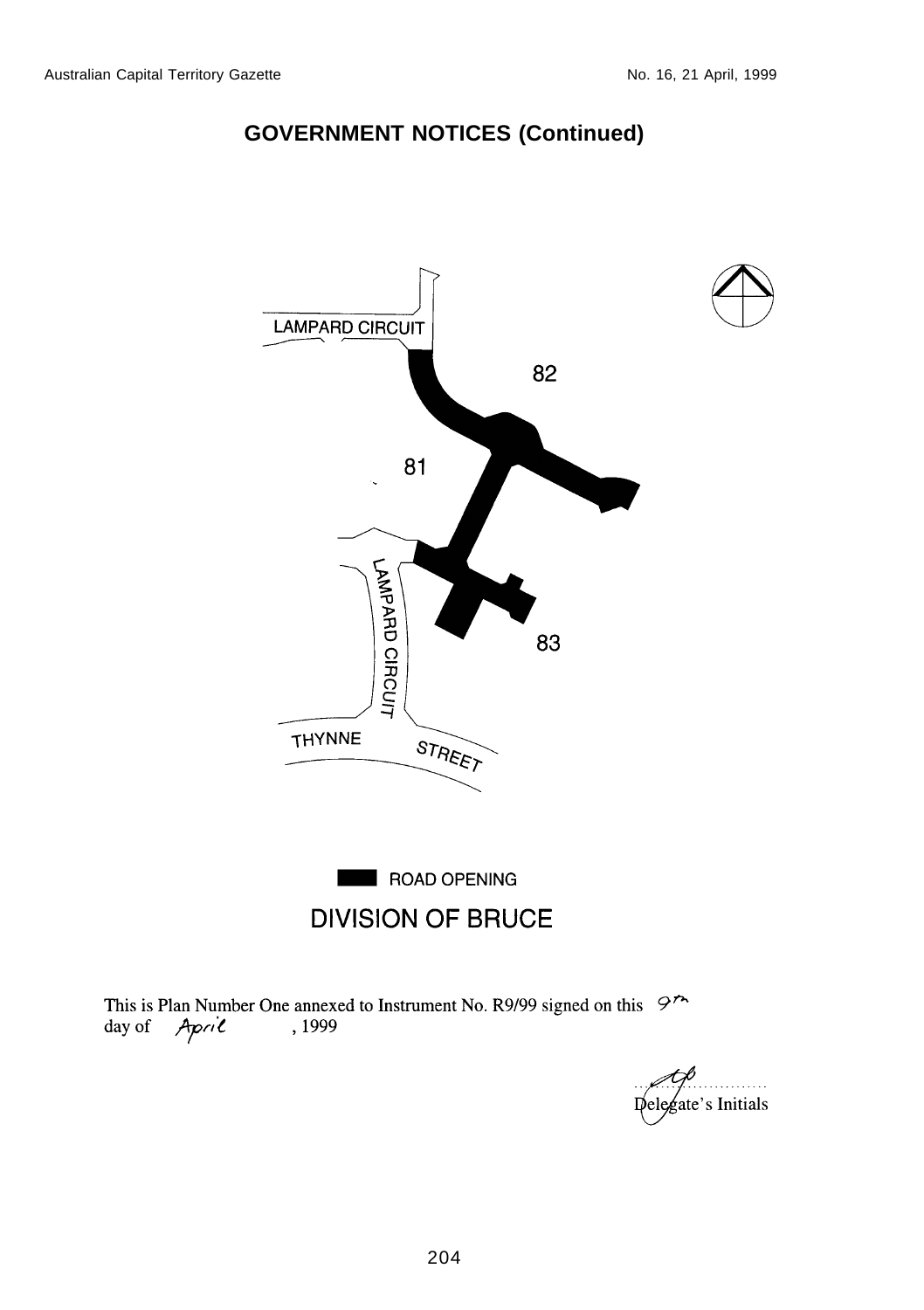## GOVERNMENT NOTICES (Continued)

LAMPARD CIRCUIT

82

81

LAMPARD CIRCUIT

83

THYNNE STREET

ROAD OPENING

DIVISION OF BRUCE

This is Plan Number One annexed to Instrument No. R9/99 signed on this 9th day of April, 1999

Delegate's Initials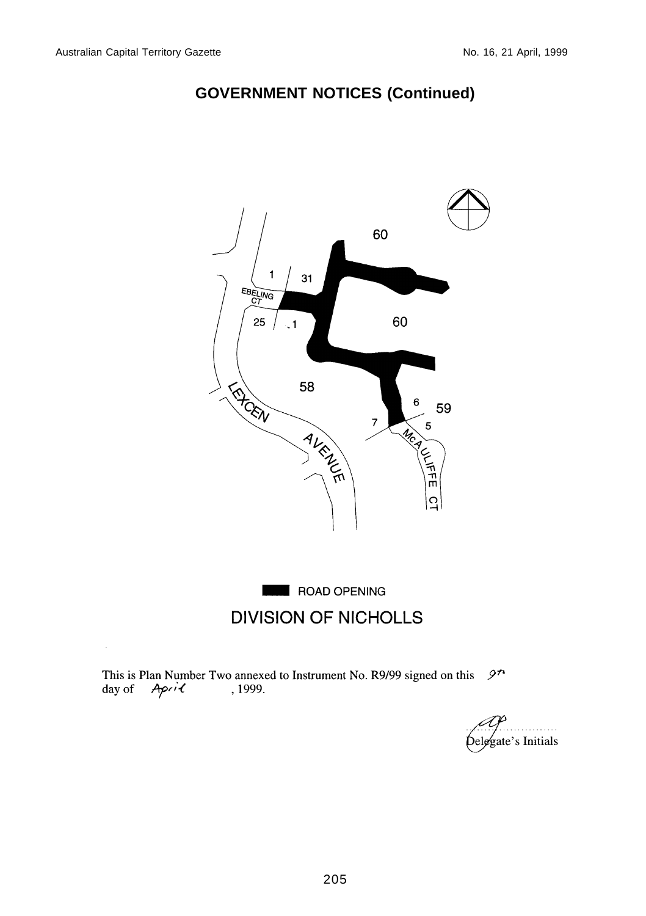## GOVERNMENT NOTICES (Continued)

60

1 31

EBELING CT

25 1

60

58

6 59

7 5

LEXCEN AVENUE

McAULIFFE CT

ROAD OPENING

DIVISION OF NICHOLLS

This is Plan Number Two annexed to Instrument No. R9/99 signed on this 9th day of April, 1999.

Delegate's Initials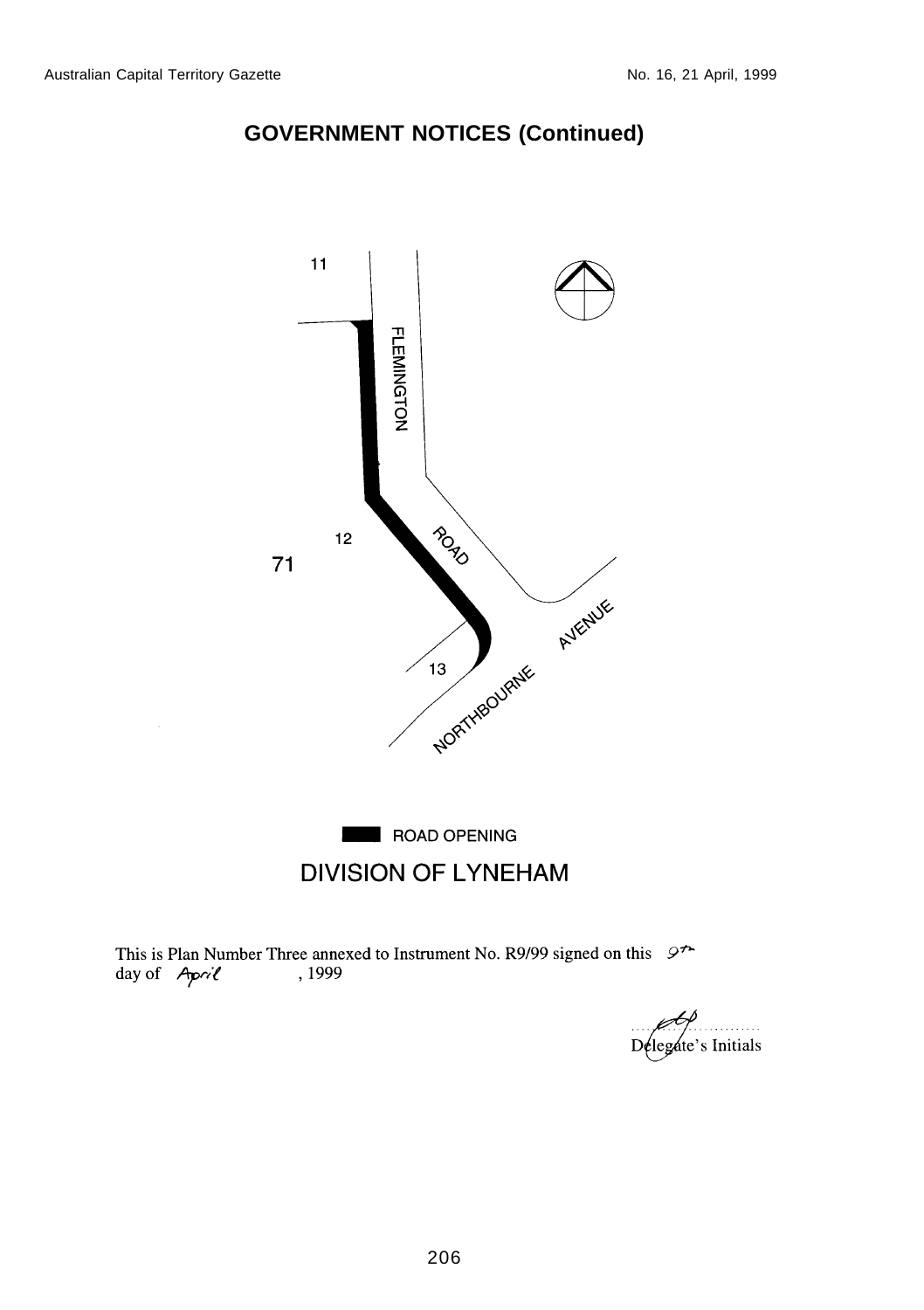## GOVERNMENT NOTICES (Continued)

11

FLEMINGTON

ROAD

12

71

AVENUE

13

NORTHBOURNE

ROAD OPENING

DIVISION OF LYNEHAM

This is Plan Number Three annexed to Instrument No. R9/99 signed on this 9th day of April, 1999

Delegate's Initials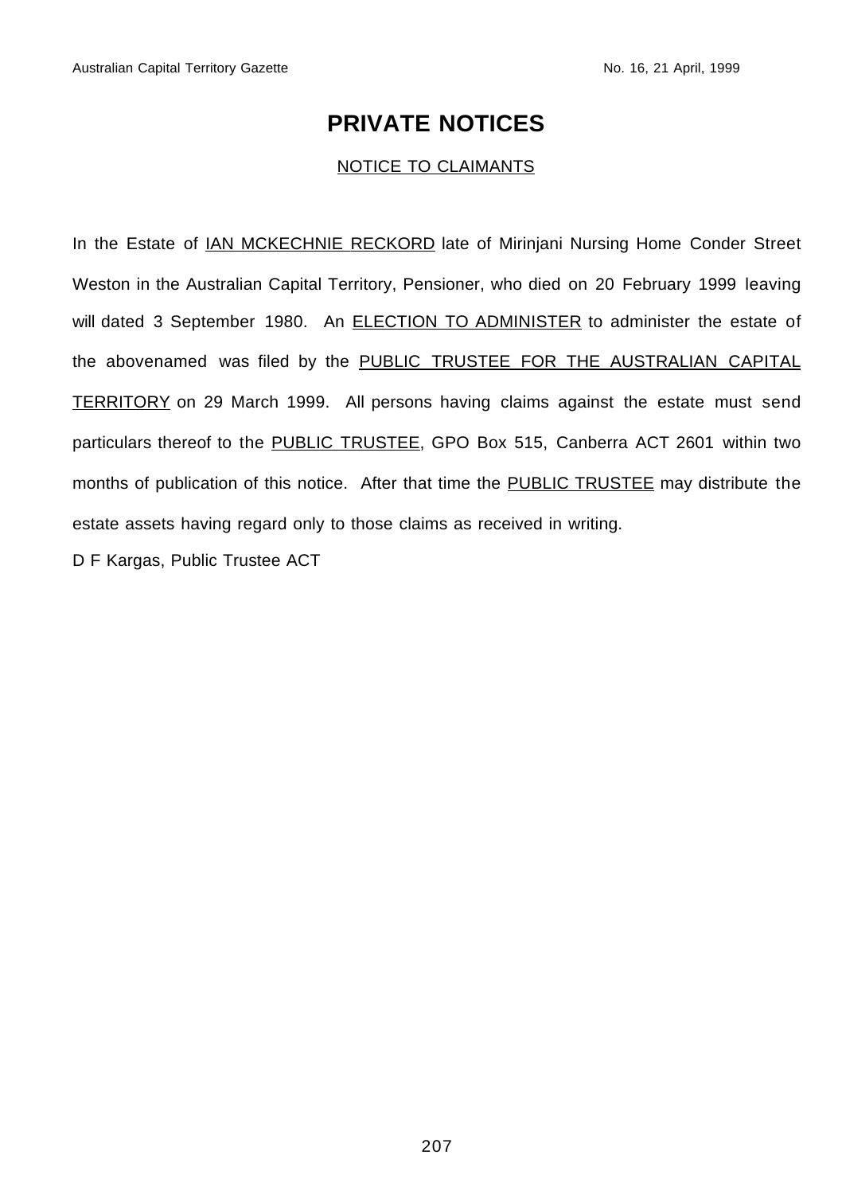# PRIVATE NOTICES

NOTICE TO CLAIMANTS

In the Estate of IAN MCKECHNIE RECKORD late of Mirinjani Nursing Home Conder Street Weston in the Australian Capital Territory, Pensioner, who died on 20 February 1999 leaving will dated 3 September 1980. An ELECTION TO ADMINISTER to administer the estate of the abovenamed was filed by the PUBLIC TRUSTEE FOR THE AUSTRALIAN CAPITAL TERRITORY on 29 March 1999. All persons having claims against the estate must send particulars thereof to the PUBLIC TRUSTEE, GPO Box 515, Canberra ACT 2601 within two months of publication of this notice. After that time the PUBLIC TRUSTEE may distribute the estate assets having regard only to those claims as received in writing.

D F Kargas, Public Trustee ACT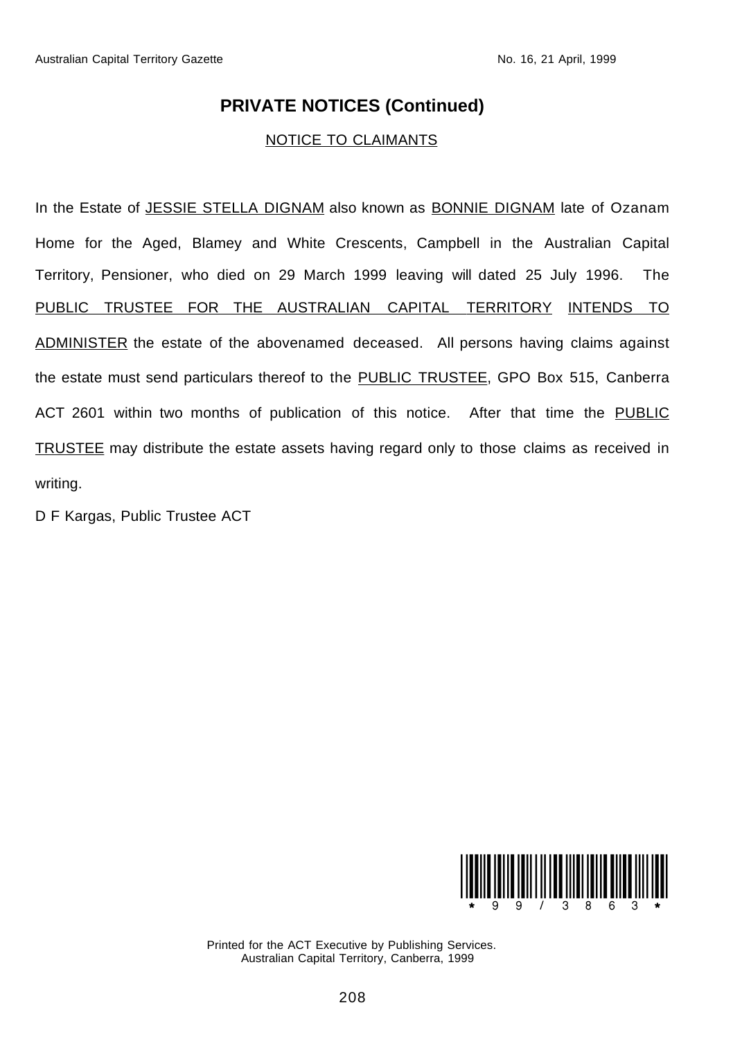## PRIVATE NOTICES (Continued)

NOTICE TO CLAIMANTS

In the Estate of JESSIE STELLA DIGNAM also known as BONNIE DIGNAM late of Ozanam Home for the Aged, Blamey and White Crescents, Campbell in the Australian Capital Territory, Pensioner, who died on 29 March 1999 leaving will dated 25 July 1996. The PUBLIC TRUSTEE FOR THE AUSTRALIAN CAPITAL TERRITORY INTENDS TO ADMINISTER the estate of the abovenamed deceased. All persons having claims against the estate must send particulars thereof to the PUBLIC TRUSTEE, GPO Box 515, Canberra ACT 2601 within two months of publication of this notice. After that time the PUBLIC TRUSTEE may distribute the estate assets having regard only to those claims as received in writing.

D F Kargas, Public Trustee ACT

*99/3863*

Printed for the ACT Executive by Publishing Services.
Australian Capital Territory, Canberra, 1999